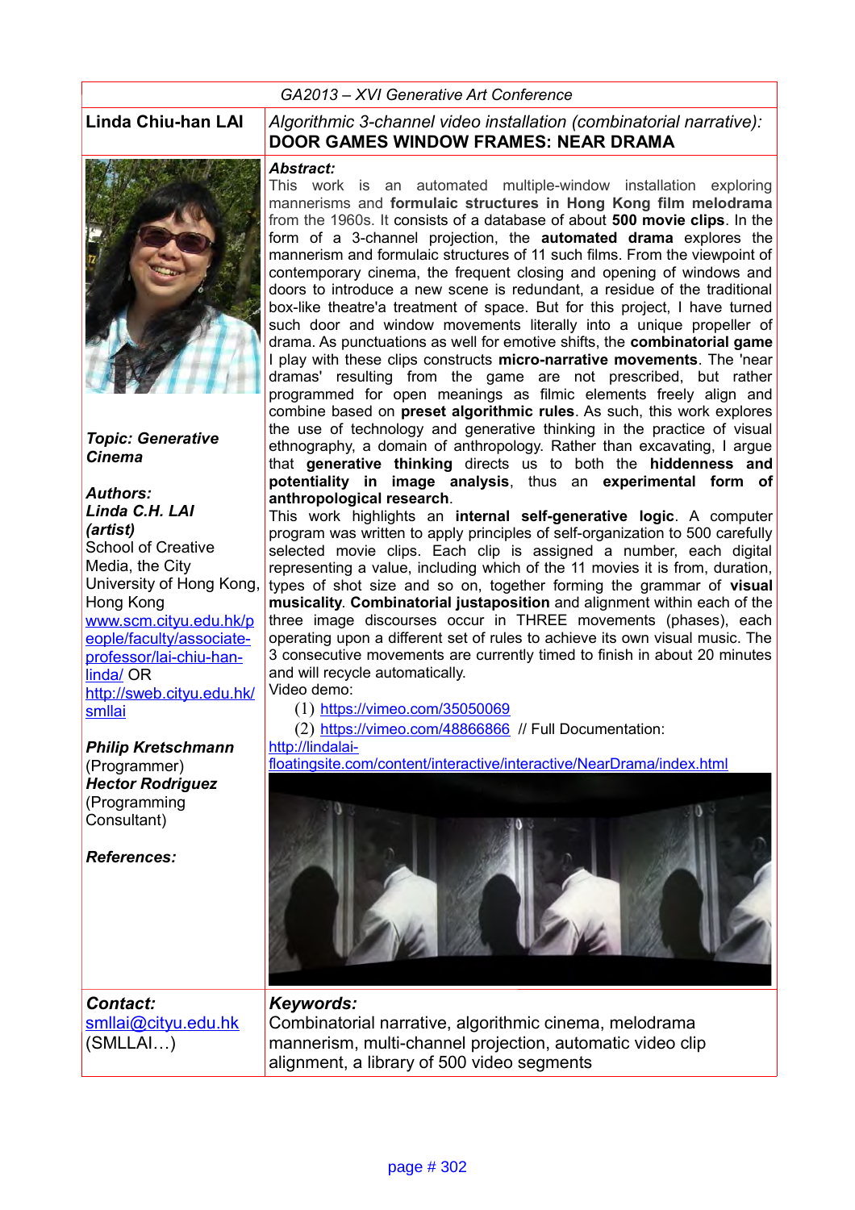*GA2013 – XVI Generative Art Conference*

**Linda Chiu-han LAI**

# *Algorithmic 3-channel video installation (combinatorial narrative):* DOOR GAMES WINDOW FRAMES: NEAR DRAMA

***Topic: Generative Cinema***

***Authors:***
***Linda C.H. LAI (artist)***
School of Creative Media, the City University of Hong Kong, Hong Kong
www.scm.cityu.edu.hk/people/faculty/associate-professor/lai-chiu-han-linda/ OR
http://sweb.cityu.edu.hk/smllai

***Philip Kretschmann*** (Programmer)
***Hector Rodriguez*** (Programming Consultant)

***References:***

***Abstract:***

This work is an automated multiple-window installation exploring mannerisms and **formulaic structures in Hong Kong film melodrama** from the 1960s. It consists of a database of about **500 movie clips**. In the form of a 3-channel projection, the **automated drama** explores the mannerism and formulaic structures of 11 such films. From the viewpoint of contemporary cinema, the frequent closing and opening of windows and doors to introduce a new scene is redundant, a residue of the traditional box-like theatre'a treatment of space. But for this project, I have turned such door and window movements literally into a unique propeller of drama. As punctuations as well for emotive shifts, the **combinatorial game** I play with these clips constructs **micro-narrative movements**. The 'near dramas' resulting from the game are not prescribed, but rather programmed for open meanings as filmic elements freely align and combine based on **preset algorithmic rules**. As such, this work explores the use of technology and generative thinking in the practice of visual ethnography, a domain of anthropology. Rather than excavating, I argue that **generative thinking** directs us to both the **hiddenness and potentiality in image analysis**, thus an **experimental form of anthropological research**.

This work highlights an **internal self-generative logic**. A computer program was written to apply principles of self-organization to 500 carefully selected movie clips. Each clip is assigned a number, each digital representing a value, including which of the 11 movies it is from, duration, types of shot size and so on, together forming the grammar of **visual musicality**. **Combinatorial juxtaposition** and alignment within each of the three image discourses occur in THREE movements (phases), each operating upon a different set of rules to achieve its own visual music. The 3 consecutive movements are currently timed to finish in about 20 minutes and will recycle automatically.

Video demo:

(1) https://vimeo.com/35050069

(2) https://vimeo.com/48866866 // Full Documentation: http://lindalai-floatingsite.com/content/interactive/interactive/NearDrama/index.html

***Contact:***
smllai@cityu.edu.hk
(SMLLAI…)

***Keywords:***
Combinatorial narrative, algorithmic cinema, melodrama mannerism, multi-channel projection, automatic video clip alignment, a library of 500 video segments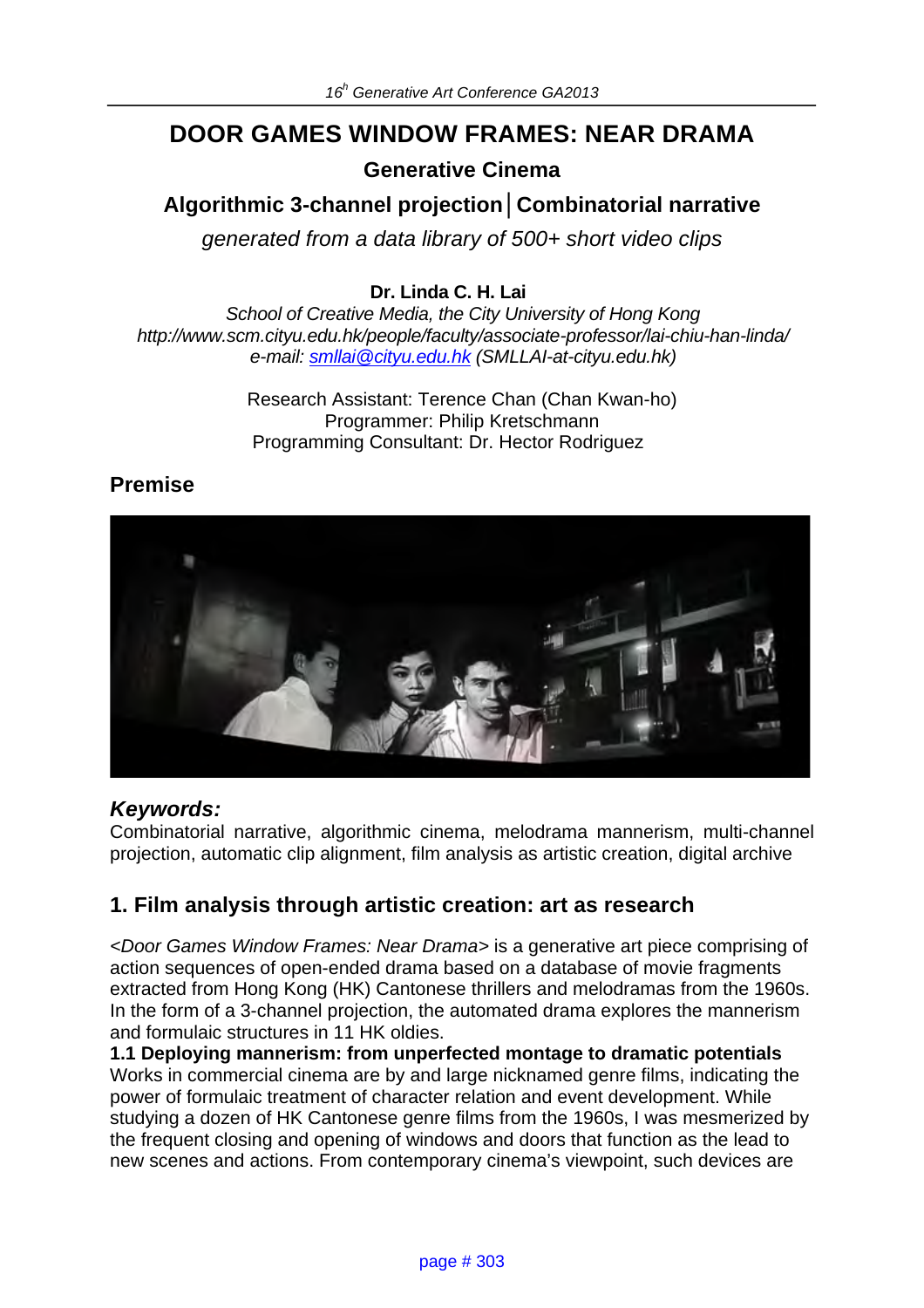# DOOR GAMES WINDOW FRAMES: NEAR DRAMA

## Generative Cinema

## Algorithmic 3-channel projection│Combinatorial narrative

*generated from a data library of 500+ short video clips*

**Dr. Linda C. H. Lai**

*School of Creative Media, the City University of Hong Kong*
*http://www.scm.cityu.edu.hk/people/faculty/associate-professor/lai-chiu-han-linda/*
*e-mail: smllai@cityu.edu.hk (SMLLAI-at-cityu.edu.hk)*

Research Assistant: Terence Chan (Chan Kwan-ho)
Programmer: Philip Kretschmann
Programming Consultant: Dr. Hector Rodriguez

## Premise

### *Keywords:*

Combinatorial narrative, algorithmic cinema, melodrama mannerism, multi-channel projection, automatic clip alignment, film analysis as artistic creation, digital archive

## 1. Film analysis through artistic creation: art as research

*<Door Games Window Frames: Near Drama>* is a generative art piece comprising of action sequences of open-ended drama based on a database of movie fragments extracted from Hong Kong (HK) Cantonese thrillers and melodramas from the 1960s. In the form of a 3-channel projection, the automated drama explores the mannerism and formulaic structures in 11 HK oldies.

**1.1 Deploying mannerism: from unperfected montage to dramatic potentials**

Works in commercial cinema are by and large nicknamed genre films, indicating the power of formulaic treatment of character relation and event development. While studying a dozen of HK Cantonese genre films from the 1960s, I was mesmerized by the frequent closing and opening of windows and doors that function as the lead to new scenes and actions. From contemporary cinema's viewpoint, such devices are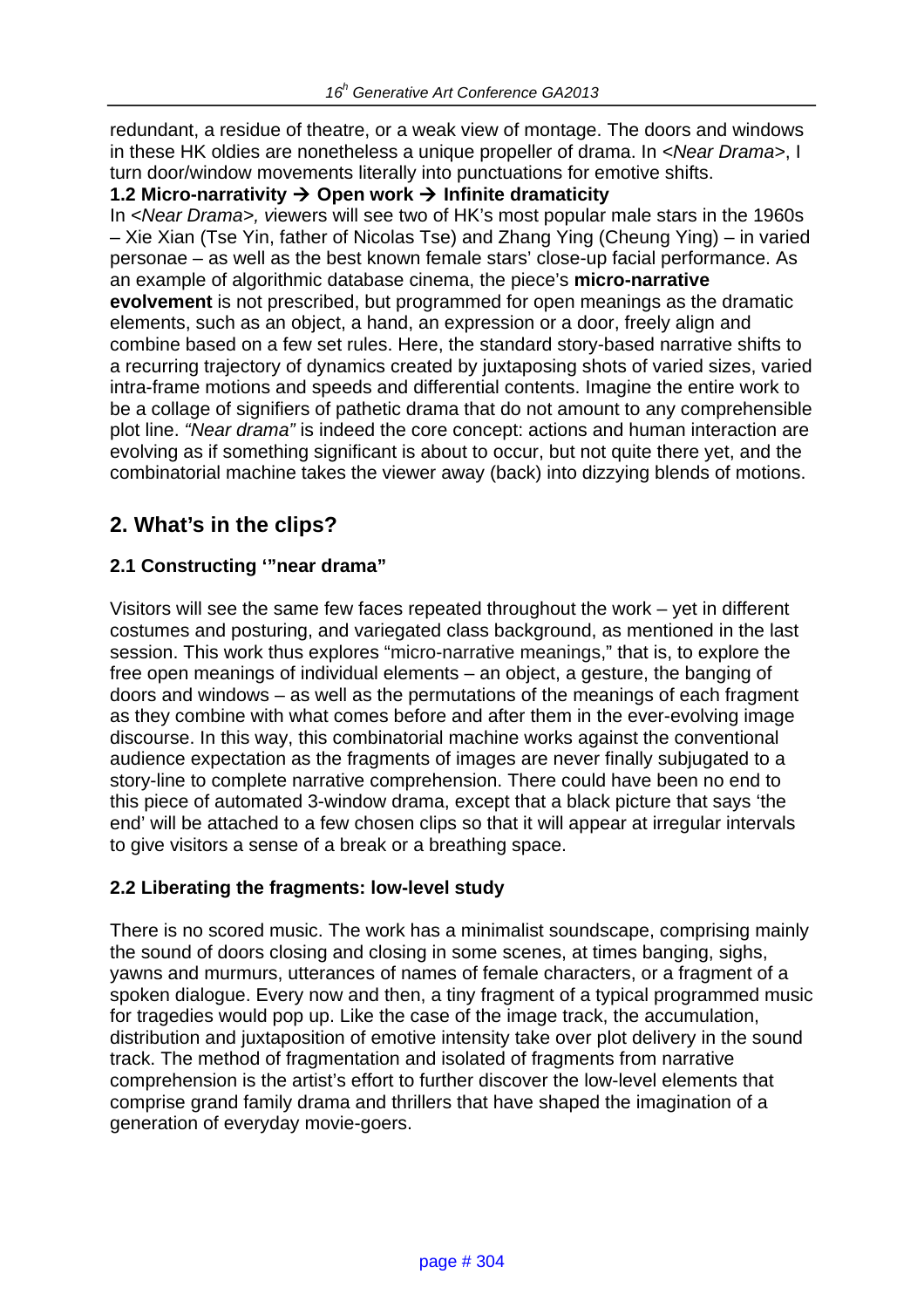redundant, a residue of theatre, or a weak view of montage. The doors and windows in these HK oldies are nonetheless a unique propeller of drama. In <*Near Drama*>, I turn door/window movements literally into punctuations for emotive shifts.

**1.2 Micro-narrativity → Open work → Infinite dramaticity**

In <*Near Drama*>*, v*iewers will see two of HK's most popular male stars in the 1960s – Xie Xian (Tse Yin, father of Nicolas Tse) and Zhang Ying (Cheung Ying) – in varied personae – as well as the best known female stars' close-up facial performance. As an example of algorithmic database cinema, the piece's **micro-narrative evolvement** is not prescribed, but programmed for open meanings as the dramatic elements, such as an object, a hand, an expression or a door, freely align and combine based on a few set rules. Here, the standard story-based narrative shifts to a recurring trajectory of dynamics created by juxtaposing shots of varied sizes, varied intra-frame motions and speeds and differential contents. Imagine the entire work to be a collage of signifiers of pathetic drama that do not amount to any comprehensible plot line. *"Near drama"* is indeed the core concept: actions and human interaction are evolving as if something significant is about to occur, but not quite there yet, and the combinatorial machine takes the viewer away (back) into dizzying blends of motions.

## 2. What's in the clips?

### 2.1 Constructing '"near drama"

Visitors will see the same few faces repeated throughout the work – yet in different costumes and posturing, and variegated class background, as mentioned in the last session. This work thus explores "micro-narrative meanings," that is, to explore the free open meanings of individual elements – an object, a gesture, the banging of doors and windows – as well as the permutations of the meanings of each fragment as they combine with what comes before and after them in the ever-evolving image discourse. In this way, this combinatorial machine works against the conventional audience expectation as the fragments of images are never finally subjugated to a story-line to complete narrative comprehension. There could have been no end to this piece of automated 3-window drama, except that a black picture that says 'the end' will be attached to a few chosen clips so that it will appear at irregular intervals to give visitors a sense of a break or a breathing space.

### 2.2 Liberating the fragments: low-level study

There is no scored music. The work has a minimalist soundscape, comprising mainly the sound of doors closing and closing in some scenes, at times banging, sighs, yawns and murmurs, utterances of names of female characters, or a fragment of a spoken dialogue. Every now and then, a tiny fragment of a typical programmed music for tragedies would pop up. Like the case of the image track, the accumulation, distribution and juxtaposition of emotive intensity take over plot delivery in the sound track. The method of fragmentation and isolated of fragments from narrative comprehension is the artist's effort to further discover the low-level elements that comprise grand family drama and thrillers that have shaped the imagination of a generation of everyday movie-goers.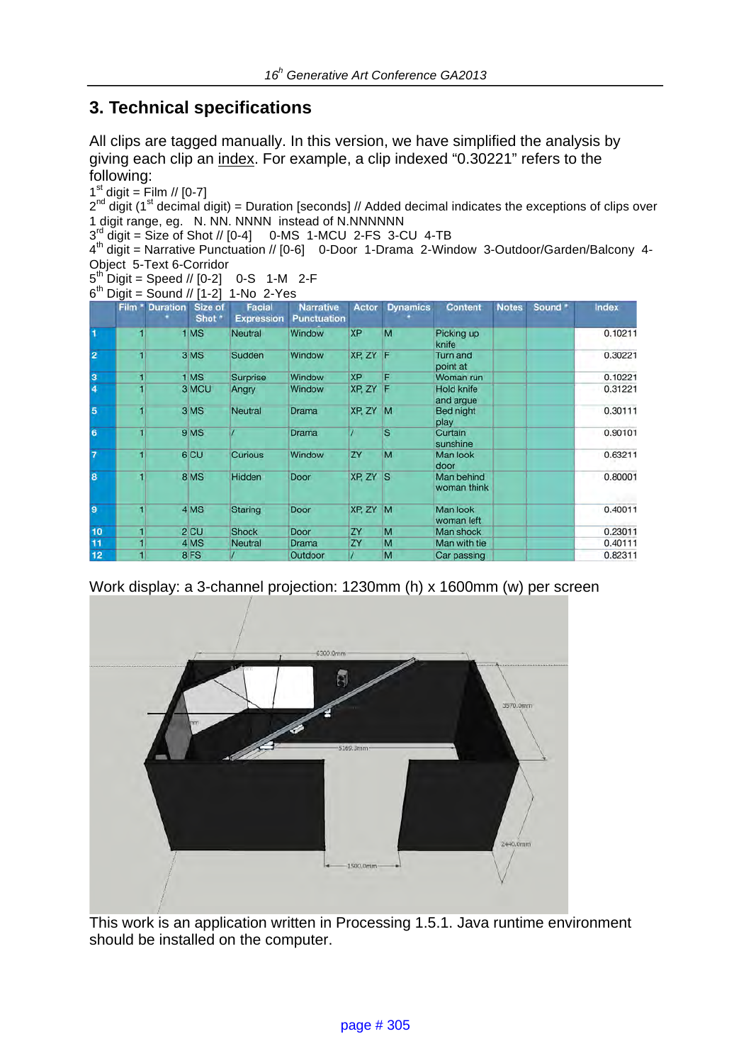## 3. Technical specifications

All clips are tagged manually. In this version, we have simplified the analysis by giving each clip an index. For example, a clip indexed "0.30221" refers to the following:

1st digit = Film // [0-7]  
2nd digit (1st decimal digit) = Duration [seconds] // Added decimal indicates the exceptions of clips over 1 digit range, eg. N. NN. NNNN instead of N.NNNNNN  
3rd digit = Size of Shot // [0-4] 0-MS 1-MCU 2-FS 3-CU 4-TB  
4th digit = Narrative Punctuation // [0-6] 0-Door 1-Drama 2-Window 3-Outdoor/Garden/Balcony 4-Object 5-Text 6-Corridor  
5th Digit = Speed // [0-2] 0-S 1-M 2-F  
6th Digit = Sound // [1-2] 1-No 2-Yes

| | Film * | Duration * | Size of Shot * | Facial Expression | Narrative Punctuation | Actor | Dynamics * | Content | Notes | Sound * | Index |
|---|---|---|---|---|---|---|---|---|---|---|---|
| 1 | 1 | 1 | MS | Neutral | Window | XP | M | Picking up knife | | | 0.10211 |
| 2 | 1 | 3 | MS | Sudden | Window | XP, ZY | F | Turn and point at | | | 0.30221 |
| 3 | 1 | 1 | MS | Surprise | Window | XP | F | Woman run | | | 0.10221 |
| 4 | 1 | 3 | MCU | Angry | Window | XP, ZY | F | Hold knife and argue | | | 0.31221 |
| 5 | 1 | 3 | MS | Neutral | Drama | XP, ZY | M | Bed night play | | | 0.30111 |
| 6 | 1 | 9 | MS | / | Drama | / | S | Curtain sunshine | | | 0.90101 |
| 7 | 1 | 6 | CU | Curious | Window | ZY | M | Man look door | | | 0.63211 |
| 8 | 1 | 8 | MS | Hidden | Door | XP, ZY | S | Man behind woman think | | | 0.80001 |
| 9 | 1 | 4 | MS | Staring | Door | XP, ZY | M | Man look woman left | | | 0.40011 |
| 10 | 1 | 2 | CU | Shock | Door | ZY | M | Man shock | | | 0.23011 |
| 11 | 1 | 4 | MS | Neutral | Drama | ZY | M | Man with tie | | | 0.40111 |
| 12 | 1 | 8 | FS | / | Outdoor | / | M | Car passing | | | 0.82311 |

Work display: a 3-channel projection: 1230mm (h) x 1600mm (w) per screen

6300.0mm  
3570.0mm  
5169.3mm  
2440.0mm  
1500.0mm

This work is an application written in Processing 1.5.1. Java runtime environment should be installed on the computer.